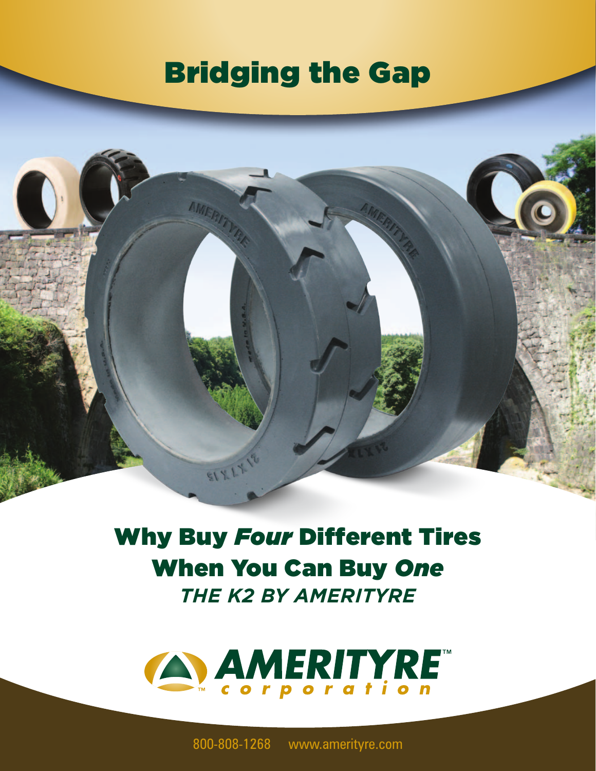# Bridging the Gap

## Why Buy *Four* Different Tires When You Can Buy *One*

***THE K2 BY AMERITYRE***

AMERITYRE™ corporation

800-808-1268 www.amerityre.com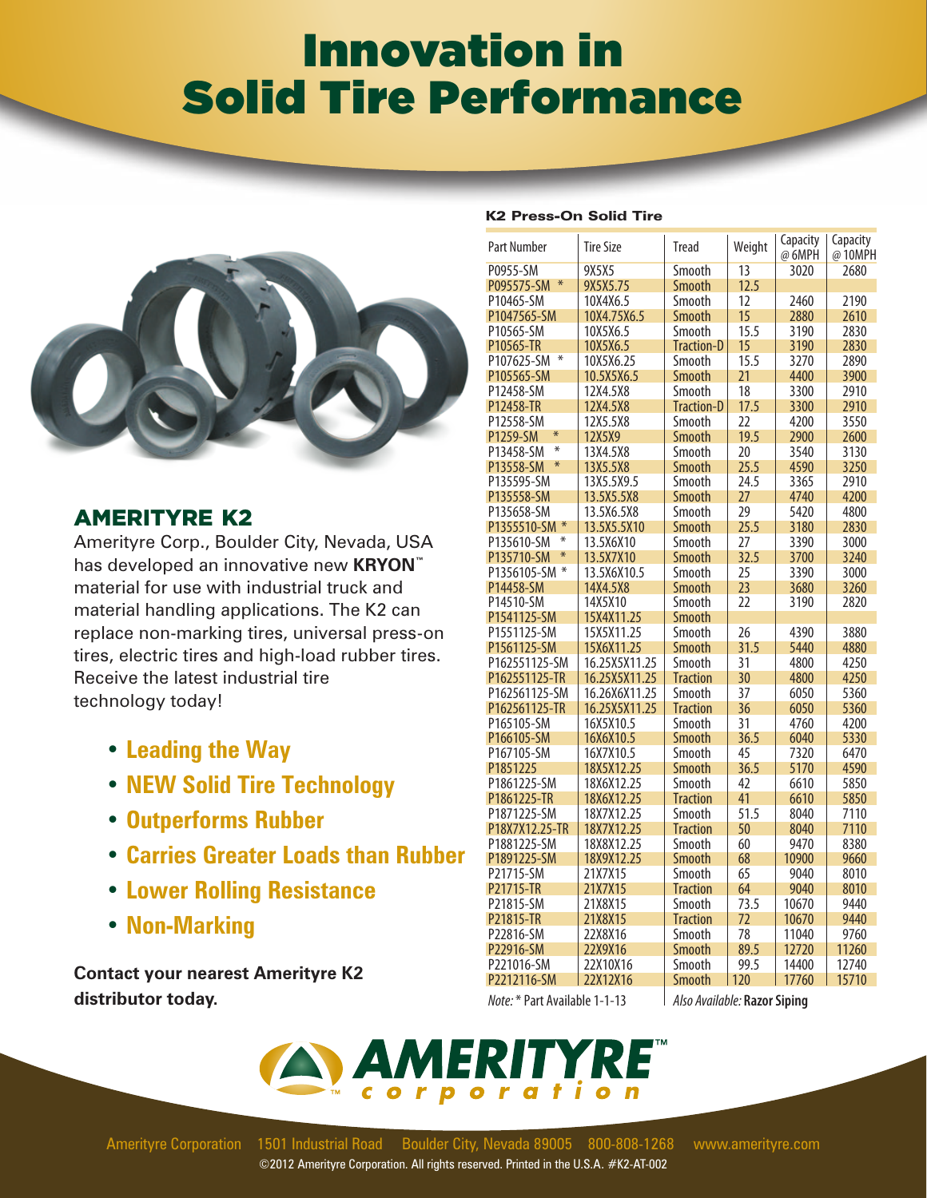# Innovation in Solid Tire Performance

## AMERITYRE K2

Amerityre Corp., Boulder City, Nevada, USA has developed an innovative new **KRYON**™ material for use with industrial truck and material handling applications. The K2 can replace non-marking tires, universal press-on tires, electric tires and high-load rubber tires. Receive the latest industrial tire technology today!

- **Leading the Way**
- **NEW Solid Tire Technology**
- **Outperforms Rubber**
- **Carries Greater Loads than Rubber**
- **Lower Rolling Resistance**
- **Non-Marking**

**Contact your nearest Amerityre K2 distributor today.**

### K2 Press-On Solid Tire

| Part Number | Tire Size | Tread | Weight | Capacity @ 6MPH | Capacity @ 10MPH |
|---|---|---|---|---|---|
| P0955-SM | 9X5X5 | Smooth | 13 | 3020 | 2680 |
| P095575-SM * | 9X5X5.75 | Smooth | 12.5 | | |
| P10465-SM | 10X4X6.5 | Smooth | 12 | 2460 | 2190 |
| P1047565-SM | 10X4.75X6.5 | Smooth | 15 | 2880 | 2610 |
| P10565-SM | 10X5X6.5 | Smooth | 15.5 | 3190 | 2830 |
| P10565-TR | 10X5X6.5 | Traction-D | 15 | 3190 | 2830 |
| P107625-SM * | 10X5X6.25 | Smooth | 15.5 | 3270 | 2890 |
| P105565-SM | 10.5X5X6.5 | Smooth | 21 | 4400 | 3900 |
| P12458-SM | 12X4.5X8 | Smooth | 18 | 3300 | 2910 |
| P12458-TR | 12X4.5X8 | Traction-D | 17.5 | 3300 | 2910 |
| P12558-SM | 12X5.5X8 | Smooth | 22 | 4200 | 3550 |
| P1259-SM * | 12X5X9 | Smooth | 19.5 | 2900 | 2600 |
| P13458-SM * | 13X4.5X8 | Smooth | 20 | 3540 | 3130 |
| P13558-SM * | 13X5.5X8 | Smooth | 25.5 | 4590 | 3250 |
| P135595-SM | 13X5.5X9.5 | Smooth | 24.5 | 3365 | 2910 |
| P135558-SM | 13.5X5.5X8 | Smooth | 27 | 4740 | 4200 |
| P135658-SM | 13.5X6.5X8 | Smooth | 29 | 5420 | 4800 |
| P1355510-SM * | 13.5X5.5X10 | Smooth | 25.5 | 3180 | 2830 |
| P135610-SM * | 13.5X6X10 | Smooth | 27 | 3390 | 3000 |
| P135710-SM * | 13.5X7X10 | Smooth | 32.5 | 3700 | 3240 |
| P1356105-SM * | 13.5X6X10.5 | Smooth | 25 | 3390 | 3000 |
| P14458-SM | 14X4.5X8 | Smooth | 23 | 3680 | 3260 |
| P14510-SM | 14X5X10 | Smooth | 22 | 3190 | 2820 |
| P1541125-SM | 15X4X11.25 | Smooth | | | |
| P1551125-SM | 15X5X11.25 | Smooth | 26 | 4390 | 3880 |
| P1561125-SM | 15X6X11.25 | Smooth | 31.5 | 5440 | 4880 |
| P162551125-SM | 16.25X5X11.25 | Smooth | 31 | 4800 | 4250 |
| P162551125-TR | 16.25X5X11.25 | Traction | 30 | 4800 | 4250 |
| P162561125-SM | 16.26X6X11.25 | Smooth | 37 | 6050 | 5360 |
| P162561125-TR | 16.25X5X11.25 | Traction | 36 | 6050 | 5360 |
| P165105-SM | 16X5X10.5 | Smooth | 31 | 4760 | 4200 |
| P166105-SM | 16X6X10.5 | Smooth | 36.5 | 6040 | 5330 |
| P167105-SM | 16X7X10.5 | Smooth | 45 | 7320 | 6470 |
| P1851225 | 18X5X12.25 | Smooth | 36.5 | 5170 | 4590 |
| P1861225-SM | 18X6X12.25 | Smooth | 42 | 6610 | 5850 |
| P1861225-TR | 18X6X12.25 | Traction | 41 | 6610 | 5850 |
| P1871225-SM | 18X7X12.25 | Smooth | 51.5 | 8040 | 7110 |
| P18X7X12.25-TR | 18X7X12.25 | Traction | 50 | 8040 | 7110 |
| P1881225-SM | 18X8X12.25 | Smooth | 60 | 9470 | 8380 |
| P1891225-SM | 18X9X12.25 | Smooth | 68 | 10900 | 9660 |
| P21715-SM | 21X7X15 | Smooth | 65 | 9040 | 8010 |
| P21715-TR | 21X7X15 | Traction | 64 | 9040 | 8010 |
| P21815-SM | 21X8X15 | Smooth | 73.5 | 10670 | 9440 |
| P21815-TR | 21X8X15 | Traction | 72 | 10670 | 9440 |
| P22816-SM | 22X8X16 | Smooth | 78 | 11040 | 9760 |
| P22916-SM | 22X9X16 | Smooth | 89.5 | 12720 | 11260 |
| P221016-SM | 22X10X16 | Smooth | 99.5 | 14400 | 12740 |
| P2212116-SM | 22X12X16 | Smooth | 120 | 17760 | 15710 |

*Note:* * Part Available 1-1-13

*Also Available:* **Razor Siping**

AMERITYRE corporation

Amerityre Corporation 1501 Industrial Road Boulder City, Nevada 89005 800-808-1268 www.amerityre.com

©2012 Amerityre Corporation. All rights reserved. Printed in the U.S.A. #K2-AT-002